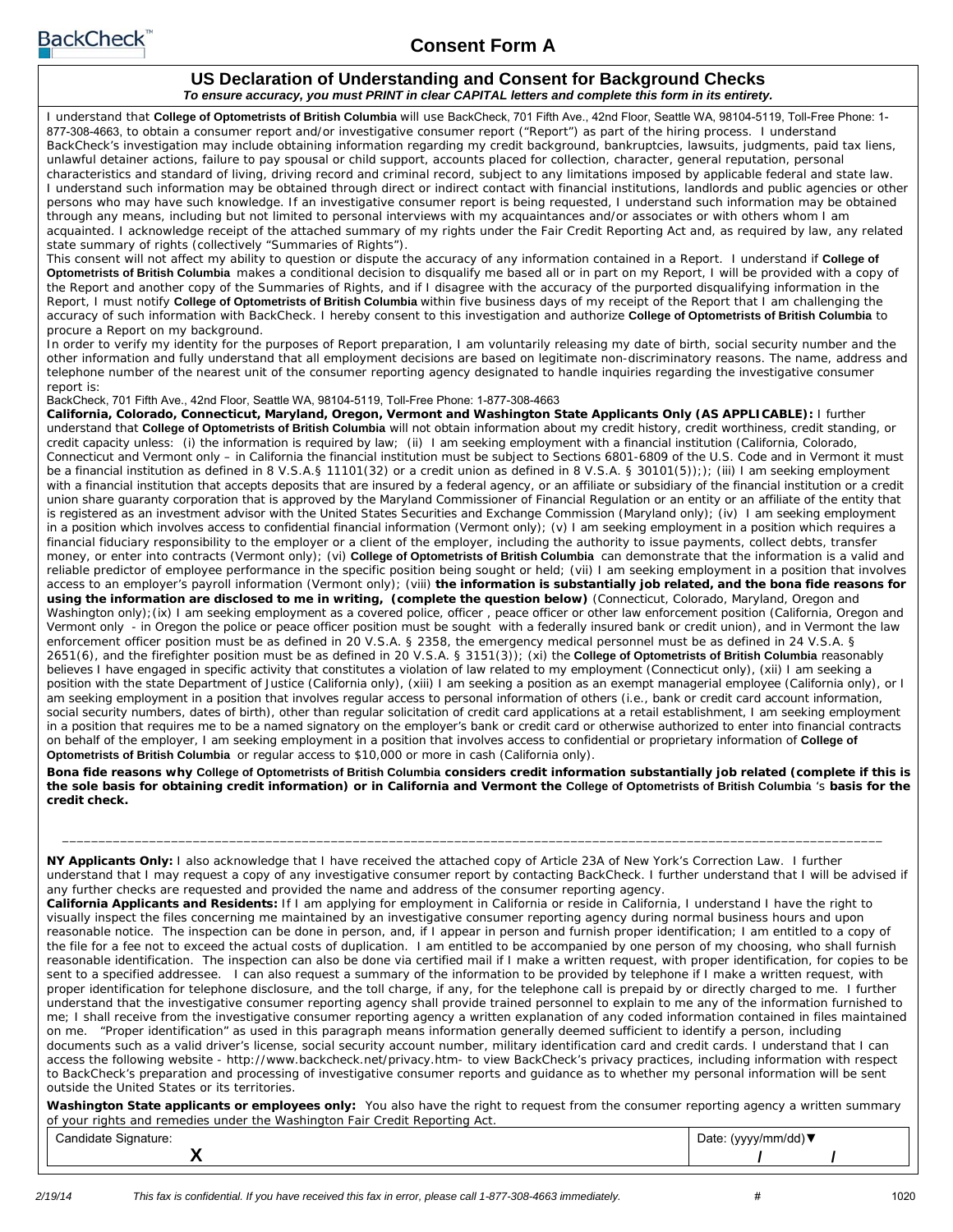BackCheck™

# Consent Form A

## US Declaration of Understanding and Consent for Background Checks

***To ensure accuracy, you must PRINT in clear CAPITAL letters and complete this form in its entirety.***

I understand that **College of Optometrists of British Columbia** will use BackCheck, 701 Fifth Ave., 42nd Floor, Seattle WA, 98104-5119, Toll-Free Phone: 1-877-308-4663, to obtain a consumer report and/or investigative consumer report ("Report") as part of the hiring process. I understand BackCheck's investigation may include obtaining information regarding my credit background, bankruptcies, lawsuits, judgments, paid tax liens, unlawful detainer actions, failure to pay spousal or child support, accounts placed for collection, character, general reputation, personal characteristics and standard of living, driving record and criminal record, subject to any limitations imposed by applicable federal and state law. I understand such information may be obtained through direct or indirect contact with financial institutions, landlords and public agencies or other persons who may have such knowledge. If an investigative consumer report is being requested, I understand such information may be obtained through any means, including but not limited to personal interviews with my acquaintances and/or associates or with others whom I am acquainted. I acknowledge receipt of the attached summary of my rights under the Fair Credit Reporting Act and, as required by law, any related state summary of rights (collectively "Summaries of Rights").

This consent will not affect my ability to question or dispute the accuracy of any information contained in a Report. I understand if **College of Optometrists of British Columbia** makes a conditional decision to disqualify me based all or in part on my Report, I will be provided with a copy of the Report and another copy of the Summaries of Rights, and if I disagree with the accuracy of the purported disqualifying information in the Report, I must notify **College of Optometrists of British Columbia** within five business days of my receipt of the Report that I am challenging the accuracy of such information with BackCheck. I hereby consent to this investigation and authorize **College of Optometrists of British Columbia** to procure a Report on my background.

In order to verify my identity for the purposes of Report preparation, I am voluntarily releasing my date of birth, social security number and the other information and fully understand that all employment decisions are based on legitimate non-discriminatory reasons. The name, address and telephone number of the nearest unit of the consumer reporting agency designated to handle inquiries regarding the investigative consumer report is:

BackCheck, 701 Fifth Ave., 42nd Floor, Seattle WA, 98104-5119, Toll-Free Phone: 1-877-308-4663

**California, Colorado, Connecticut, Maryland, Oregon, Vermont and Washington State Applicants Only (AS APPLICABLE):** I further understand that **College of Optometrists of British Columbia** will not obtain information about my credit history, credit worthiness, credit standing, or credit capacity unless: (i) the information is required by law; (ii) I am seeking employment with a financial institution (California, Colorado, Connecticut and Vermont only – in California the financial institution must be subject to Sections 6801-6809 of the U.S. Code and in Vermont it must be a financial institution as defined in 8 V.S.A.§ 11101(32) or a credit union as defined in 8 V.S.A. § 30101(5));); (iii) I am seeking employment with a financial institution that accepts deposits that are insured by a federal agency, or an affiliate or subsidiary of the financial institution or a credit union share guaranty corporation that is approved by the Maryland Commissioner of Financial Regulation or an entity or an affiliate of the entity that is registered as an investment advisor with the United States Securities and Exchange Commission (Maryland only); (iv) I am seeking employment in a position which involves access to confidential financial information (Vermont only); (v) I am seeking employment in a position which requires a financial fiduciary responsibility to the employer or a client of the employer, including the authority to issue payments, collect debts, transfer money, or enter into contracts (Vermont only); (vi) **College of Optometrists of British Columbia** can demonstrate that the information is a valid and reliable predictor of employee performance in the specific position being sought or held; (vii) I am seeking employment in a position that involves access to an employer's payroll information (Vermont only); (viii) **the information is substantially job related, and the bona fide reasons for using the information are disclosed to me in writing, (complete the question below)** (Connecticut, Colorado, Maryland, Oregon and Washington only);(ix) I am seeking employment as a covered police, officer , peace officer or other law enforcement position (California, Oregon and Vermont only - in Oregon the police or peace officer position must be sought with a federally insured bank or credit union), and in Vermont the law enforcement officer position must be as defined in 20 V.S.A. § 2358, the emergency medical personnel must be as defined in 24 V.S.A. § 2651(6), and the firefighter position must be as defined in 20 V.S.A. § 3151(3)); (xi) the **College of Optometrists of British Columbia** reasonably believes I have engaged in specific activity that constitutes a violation of law related to my employment (Connecticut only), (xii) I am seeking a position with the state Department of Justice (California only), (xiii) I am seeking a position as an exempt managerial employee (California only), or I am seeking employment in a position that involves regular access to personal information of others (i.e., bank or credit card account information, social security numbers, dates of birth), other than regular solicitation of credit card applications at a retail establishment, I am seeking employment in a position that requires me to be a named signatory on the employer's bank or credit card or otherwise authorized to enter into financial contracts on behalf of the employer, I am seeking employment in a position that involves access to confidential or proprietary information of **College of Optometrists of British Columbia** or regular access to $10,000 or more in cash (California only).

**Bona fide reasons why College of Optometrists of British Columbia considers credit information substantially job related (complete if this is the sole basis for obtaining credit information) or in California and Vermont the College of Optometrists of British Columbia 's basis for the credit check.**

___________________________________________________________________________________________

**NY Applicants Only:** I also acknowledge that I have received the attached copy of Article 23A of New York's Correction Law. I further understand that I may request a copy of any investigative consumer report by contacting BackCheck. I further understand that I will be advised if any further checks are requested and provided the name and address of the consumer reporting agency.

**California Applicants and Residents:** If I am applying for employment in California or reside in California, I understand I have the right to visually inspect the files concerning me maintained by an investigative consumer reporting agency during normal business hours and upon reasonable notice. The inspection can be done in person, and, if I appear in person and furnish proper identification; I am entitled to a copy of the file for a fee not to exceed the actual costs of duplication. I am entitled to be accompanied by one person of my choosing, who shall furnish reasonable identification. The inspection can also be done via certified mail if I make a written request, with proper identification, for copies to be sent to a specified addressee. I can also request a summary of the information to be provided by telephone if I make a written request, with proper identification for telephone disclosure, and the toll charge, if any, for the telephone call is prepaid by or directly charged to me. I further understand that the investigative consumer reporting agency shall provide trained personnel to explain to me any of the information furnished to me; I shall receive from the investigative consumer reporting agency a written explanation of any coded information contained in files maintained on me. "Proper identification" as used in this paragraph means information generally deemed sufficient to identify a person, including documents such as a valid driver's license, social security account number, military identification card and credit cards. I understand that I can access the following website - http://www.backcheck.net/privacy.htm- to view BackCheck's privacy practices, including information with respect to BackCheck's preparation and processing of investigative consumer reports and guidance as to whether my personal information will be sent outside the United States or its territories.

**Washington State applicants or employees only:** You also have the right to request from the consumer reporting agency a written summary of your rights and remedies under the Washington Fair Credit Reporting Act.

| Candidate Signature: | Date: (yyyy/mm/dd)▼ |
|---|---|
| X | / / |

2/19/14 *This fax is confidential. If you have received this fax in error, please call 1-877-308-4663 immediately.* # 1020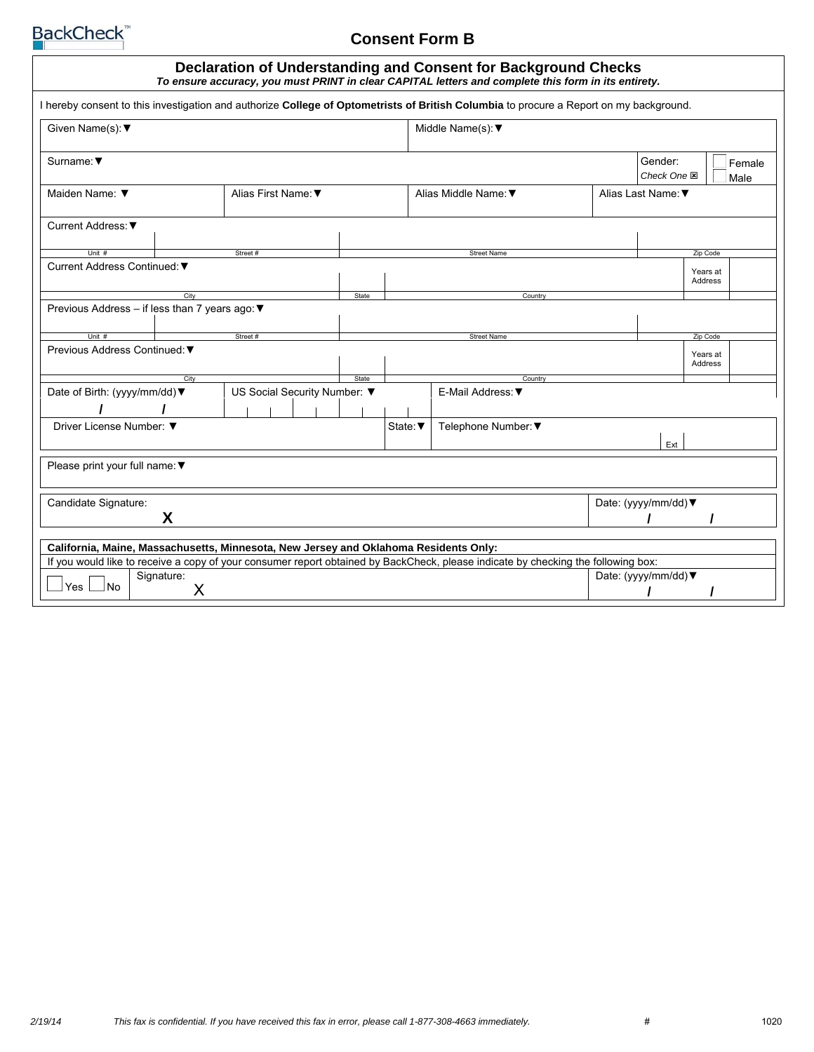BackCheck™

# Consent Form B

## Declaration of Understanding and Consent for Background Checks

***To ensure accuracy, you must PRINT in clear CAPITAL letters and complete this form in its entirety.***

I hereby consent to this investigation and authorize **College of Optometrists of British Columbia** to procure a Report on my background.

| Given Name(s): ▼ | | Middle Name(s): ▼ | |
|---|---|---|---|
| Surname: ▼ | | Gender: *Check One* ☒ | ☐ Female ☐ Male |
| Maiden Name: ▼ | Alias First Name: ▼ | Alias Middle Name: ▼ | Alias Last Name: ▼ |

**Current Address:** ▼

| Unit # | Street # | Street Name | Zip Code |
|---|---|---|---|
| | | | |

**Current Address Continued:** ▼

| City | State | Country | Years at Address |
|---|---|---|---|
| | | | |

**Previous Address – if less than 7 years ago:** ▼

| Unit # | Street # | Street Name | Zip Code |
|---|---|---|---|
| | | | |

**Previous Address Continued:** ▼

| City | State | Country | Years at Address |
|---|---|---|---|
| | | | |

| Date of Birth: (yyyy/mm/dd) ▼ | US Social Security Number: ▼ | | E-Mail Address: ▼ |
|---|---|---|---|
| / / | | | |
| Driver License Number: ▼ | | State: ▼ | Telephone Number: ▼ Ext |

Please print your full name: ▼

| Candidate Signature: | Date: (yyyy/mm/dd) ▼ |
|---|---|
| X | / / |

**California, Maine, Massachusetts, Minnesota, New Jersey and Oklahoma Residents Only:**

If you would like to receive a copy of your consumer report obtained by BackCheck, please indicate by checking the following box:

| ☐ Yes ☐ No | Signature: X | Date: (yyyy/mm/dd) ▼ / / |
|---|---|---|

2/19/14 *This fax is confidential. If you have received this fax in error, please call 1-877-308-4663 immediately.* # 1020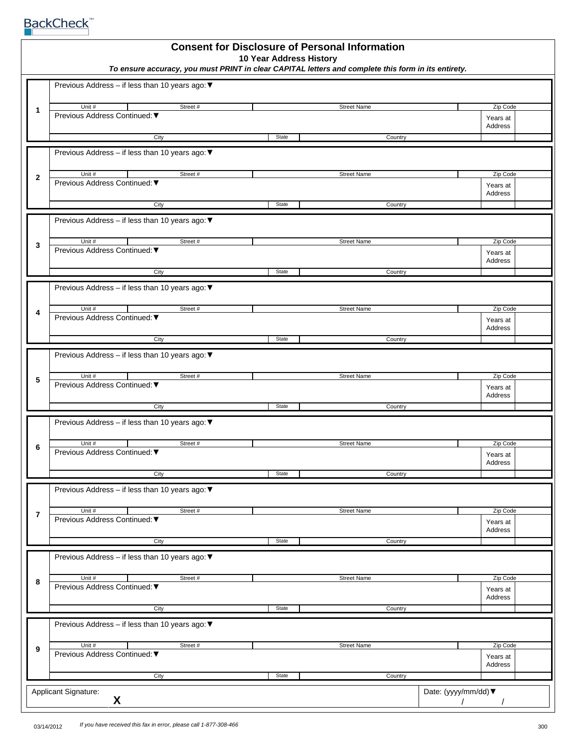BackCheck™

# Consent for Disclosure of Personal Information

## 10 Year Address History

***To ensure accuracy, you must PRINT in clear CAPITAL letters and complete this form in its entirety.***

| | | | | | | |
|---|---|---|---|---|---|---|
| **1** | Previous Address – if less than 10 years ago:▼ | | | | | |
| | Unit # | Street # | | Street Name | Zip Code | |
| | Previous Address Continued:▼ | | | | Years at Address | |
| | City | | State | Country | | |
| **2** | Previous Address – if less than 10 years ago:▼ | | | | | |
| | Unit # | Street # | | Street Name | Zip Code | |
| | Previous Address Continued:▼ | | | | Years at Address | |
| | City | | State | Country | | |
| **3** | Previous Address – if less than 10 years ago:▼ | | | | | |
| | Unit # | Street # | | Street Name | Zip Code | |
| | Previous Address Continued:▼ | | | | Years at Address | |
| | City | | State | Country | | |
| **4** | Previous Address – if less than 10 years ago:▼ | | | | | |
| | Unit # | Street # | | Street Name | Zip Code | |
| | Previous Address Continued:▼ | | | | Years at Address | |
| | City | | State | Country | | |
| **5** | Previous Address – if less than 10 years ago:▼ | | | | | |
| | Unit # | Street # | | Street Name | Zip Code | |
| | Previous Address Continued:▼ | | | | Years at Address | |
| | City | | State | Country | | |
| **6** | Previous Address – if less than 10 years ago:▼ | | | | | |
| | Unit # | Street # | | Street Name | Zip Code | |
| | Previous Address Continued:▼ | | | | Years at Address | |
| | City | | State | Country | | |
| **7** | Previous Address – if less than 10 years ago:▼ | | | | | |
| | Unit # | Street # | | Street Name | Zip Code | |
| | Previous Address Continued:▼ | | | | Years at Address | |
| | City | | State | Country | | |
| **8** | Previous Address – if less than 10 years ago:▼ | | | | | |
| | Unit # | Street # | | Street Name | Zip Code | |
| | Previous Address Continued:▼ | | | | Years at Address | |
| | City | | State | Country | | |
| **9** | Previous Address – if less than 10 years ago:▼ | | | | | |
| | Unit # | Street # | | Street Name | Zip Code | |
| | Previous Address Continued:▼ | | | | Years at Address | |
| | City | | State | Country | | |

| Applicant Signature: | Date: (yyyy/mm/dd)▼ |
|---|---|
| **X** | / / |

03/14/2012 *If you have received this fax in error, please call 1-877-308-466* 300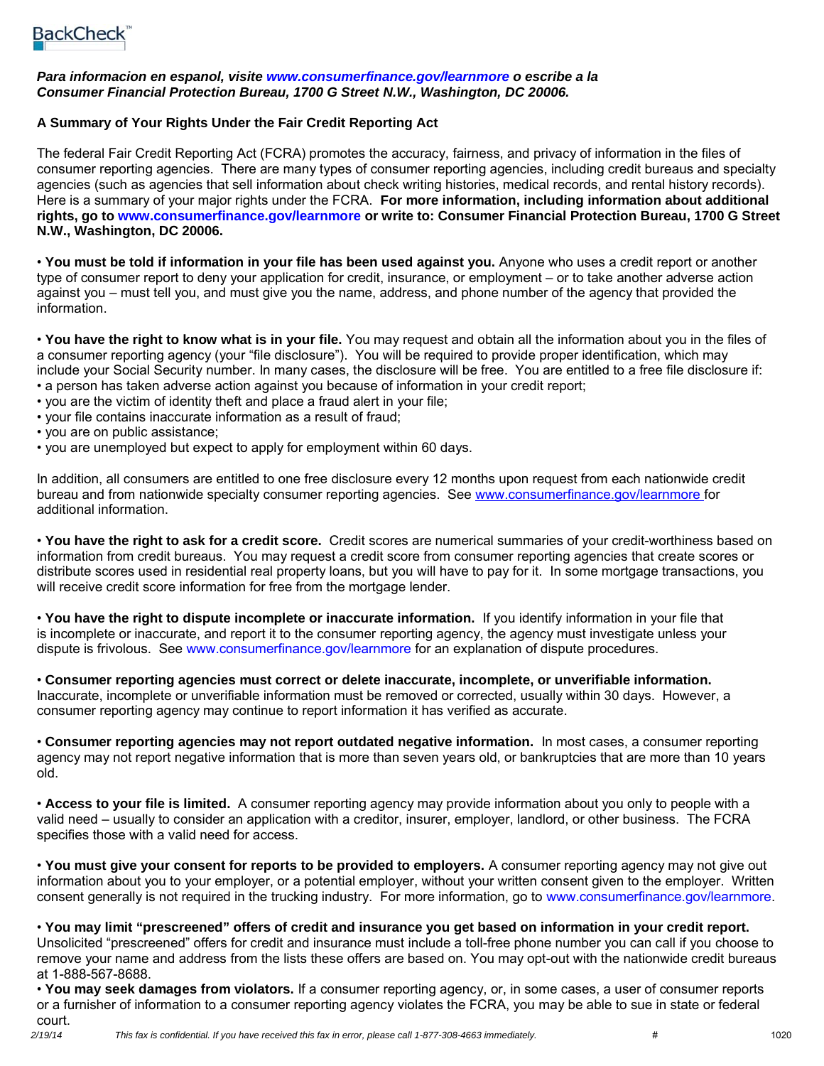BackCheck™

***Para informacion en espanol, visite www.consumerfinance.gov/learnmore o escribe a la Consumer Financial Protection Bureau, 1700 G Street N.W., Washington, DC 20006.***

**A Summary of Your Rights Under the Fair Credit Reporting Act**

The federal Fair Credit Reporting Act (FCRA) promotes the accuracy, fairness, and privacy of information in the files of consumer reporting agencies. There are many types of consumer reporting agencies, including credit bureaus and specialty agencies (such as agencies that sell information about check writing histories, medical records, and rental history records). Here is a summary of your major rights under the FCRA. **For more information, including information about additional rights, go to www.consumerfinance.gov/learnmore or write to: Consumer Financial Protection Bureau, 1700 G Street N.W., Washington, DC 20006.**

• **You must be told if information in your file has been used against you.** Anyone who uses a credit report or another type of consumer report to deny your application for credit, insurance, or employment – or to take another adverse action against you – must tell you, and must give you the name, address, and phone number of the agency that provided the information.

• **You have the right to know what is in your file.** You may request and obtain all the information about you in the files of a consumer reporting agency (your "file disclosure"). You will be required to provide proper identification, which may include your Social Security number. In many cases, the disclosure will be free. You are entitled to a free file disclosure if:
• a person has taken adverse action against you because of information in your credit report;
• you are the victim of identity theft and place a fraud alert in your file;
• your file contains inaccurate information as a result of fraud;
• you are on public assistance;
• you are unemployed but expect to apply for employment within 60 days.

In addition, all consumers are entitled to one free disclosure every 12 months upon request from each nationwide credit bureau and from nationwide specialty consumer reporting agencies. See www.consumerfinance.gov/learnmore for additional information.

• **You have the right to ask for a credit score.** Credit scores are numerical summaries of your credit-worthiness based on information from credit bureaus. You may request a credit score from consumer reporting agencies that create scores or distribute scores used in residential real property loans, but you will have to pay for it. In some mortgage transactions, you will receive credit score information for free from the mortgage lender.

• **You have the right to dispute incomplete or inaccurate information.** If you identify information in your file that is incomplete or inaccurate, and report it to the consumer reporting agency, the agency must investigate unless your dispute is frivolous. See www.consumerfinance.gov/learnmore for an explanation of dispute procedures.

• **Consumer reporting agencies must correct or delete inaccurate, incomplete, or unverifiable information.** Inaccurate, incomplete or unverifiable information must be removed or corrected, usually within 30 days. However, a consumer reporting agency may continue to report information it has verified as accurate.

• **Consumer reporting agencies may not report outdated negative information.** In most cases, a consumer reporting agency may not report negative information that is more than seven years old, or bankruptcies that are more than 10 years old.

• **Access to your file is limited.** A consumer reporting agency may provide information about you only to people with a valid need – usually to consider an application with a creditor, insurer, employer, landlord, or other business. The FCRA specifies those with a valid need for access.

• **You must give your consent for reports to be provided to employers.** A consumer reporting agency may not give out information about you to your employer, or a potential employer, without your written consent given to the employer. Written consent generally is not required in the trucking industry. For more information, go to www.consumerfinance.gov/learnmore.

• **You may limit "prescreened" offers of credit and insurance you get based on information in your credit report.** Unsolicited "prescreened" offers for credit and insurance must include a toll-free phone number you can call if you choose to remove your name and address from the lists these offers are based on. You may opt-out with the nationwide credit bureaus at 1-888-567-8688.

• **You may seek damages from violators.** If a consumer reporting agency, or, in some cases, a user of consumer reports or a furnisher of information to a consumer reporting agency violates the FCRA, you may be able to sue in state or federal court.

*This fax is confidential. If you have received this fax in error, please call 1-877-308-4663 immediately.*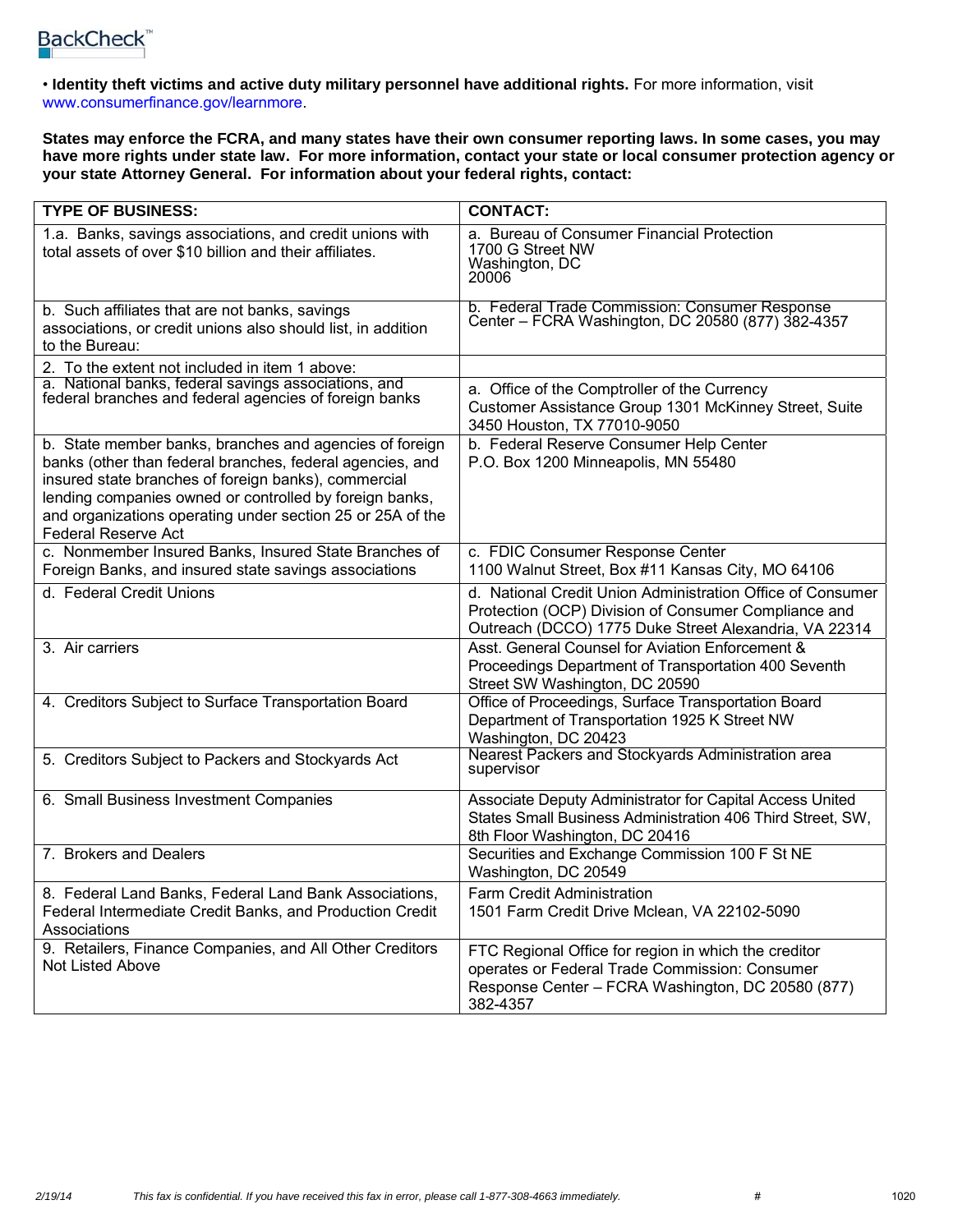• **Identity theft victims and active duty military personnel have additional rights.** For more information, visit www.consumerfinance.gov/learnmore.

**States may enforce the FCRA, and many states have their own consumer reporting laws. In some cases, you may have more rights under state law. For more information, contact your state or local consumer protection agency or your state Attorney General. For information about your federal rights, contact:**

| TYPE OF BUSINESS: | CONTACT: |
| --- | --- |
| 1.a. Banks, savings associations, and credit unions with total assets of over $10 billion and their affiliates. | a. Bureau of Consumer Financial Protection 1700 G Street NW Washington, DC 20006 |
| b. Such affiliates that are not banks, savings associations, or credit unions also should list, in addition to the Bureau: | b. Federal Trade Commission: Consumer Response Center – FCRA Washington, DC 20580 (877) 382-4357 |
| 2. To the extent not included in item 1 above: | |
| a. National banks, federal savings associations, and federal branches and federal agencies of foreign banks | a. Office of the Comptroller of the Currency Customer Assistance Group 1301 McKinney Street, Suite 3450 Houston, TX 77010-9050 |
| b. State member banks, branches and agencies of foreign banks (other than federal branches, federal agencies, and insured state branches of foreign banks), commercial lending companies owned or controlled by foreign banks, and organizations operating under section 25 or 25A of the Federal Reserve Act | b. Federal Reserve Consumer Help Center P.O. Box 1200 Minneapolis, MN 55480 |
| c. Nonmember Insured Banks, Insured State Branches of Foreign Banks, and insured state savings associations | c. FDIC Consumer Response Center 1100 Walnut Street, Box #11 Kansas City, MO 64106 |
| d. Federal Credit Unions | d. National Credit Union Administration Office of Consumer Protection (OCP) Division of Consumer Compliance and Outreach (DCCO) 1775 Duke Street Alexandria, VA 22314 |
| 3. Air carriers | Asst. General Counsel for Aviation Enforcement & Proceedings Department of Transportation 400 Seventh Street SW Washington, DC 20590 |
| 4. Creditors Subject to Surface Transportation Board | Office of Proceedings, Surface Transportation Board Department of Transportation 1925 K Street NW Washington, DC 20423 |
| 5. Creditors Subject to Packers and Stockyards Act | Nearest Packers and Stockyards Administration area supervisor |
| 6. Small Business Investment Companies | Associate Deputy Administrator for Capital Access United States Small Business Administration 406 Third Street, SW, 8th Floor Washington, DC 20416 |
| 7. Brokers and Dealers | Securities and Exchange Commission 100 F St NE Washington, DC 20549 |
| 8. Federal Land Banks, Federal Land Bank Associations, Federal Intermediate Credit Banks, and Production Credit Associations | Farm Credit Administration 1501 Farm Credit Drive Mclean, VA 22102-5090 |
| 9. Retailers, Finance Companies, and All Other Creditors Not Listed Above | FTC Regional Office for region in which the creditor operates or Federal Trade Commission: Consumer Response Center – FCRA Washington, DC 20580 (877) 382-4357 |